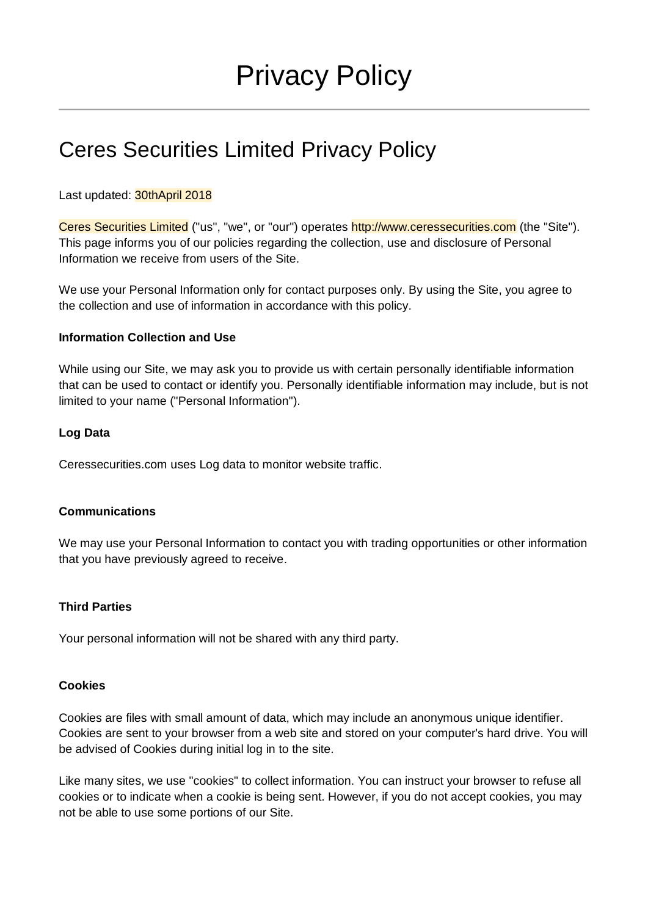# Privacy Policy

## Ceres Securities Limited Privacy Policy

Last updated: 30thApril 2018

Ceres Securities Limited ("us", "we", or "our") operates http://www.ceressecurities.com (the "Site"). This page informs you of our policies regarding the collection, use and disclosure of Personal Information we receive from users of the Site.

We use your Personal Information only for contact purposes only. By using the Site, you agree to the collection and use of information in accordance with this policy.

**Information Collection and Use**

While using our Site, we may ask you to provide us with certain personally identifiable information that can be used to contact or identify you. Personally identifiable information may include, but is not limited to your name ("Personal Information").

**Log Data**

Ceressecurities.com uses Log data to monitor website traffic.

**Communications**

We may use your Personal Information to contact you with trading opportunities or other information that you have previously agreed to receive.

**Third Parties**

Your personal information will not be shared with any third party.

**Cookies**

Cookies are files with small amount of data, which may include an anonymous unique identifier. Cookies are sent to your browser from a web site and stored on your computer's hard drive. You will be advised of Cookies during initial log in to the site.

Like many sites, we use "cookies" to collect information. You can instruct your browser to refuse all cookies or to indicate when a cookie is being sent. However, if you do not accept cookies, you may not be able to use some portions of our Site.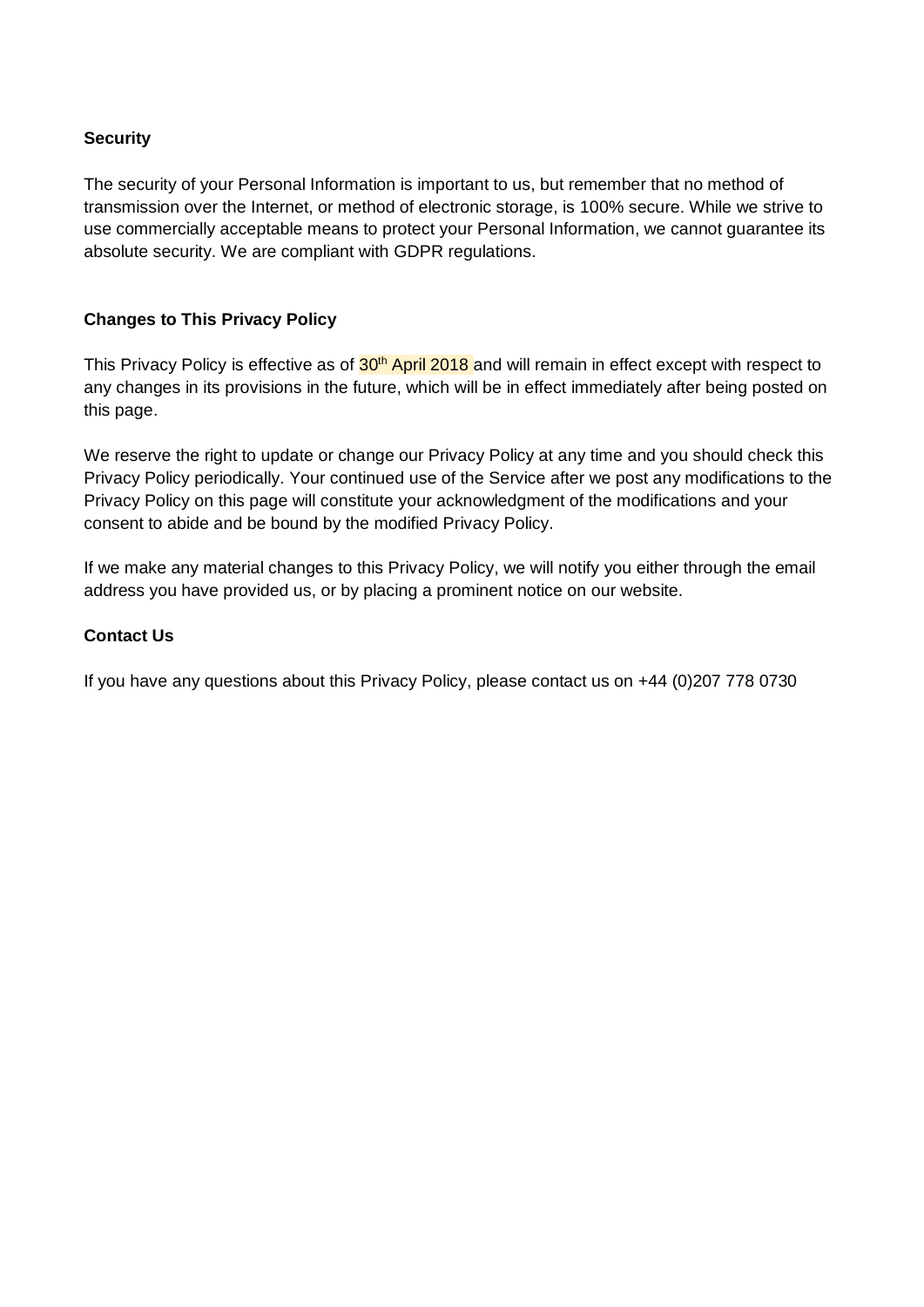**Security**

The security of your Personal Information is important to us, but remember that no method of transmission over the Internet, or method of electronic storage, is 100% secure. While we strive to use commercially acceptable means to protect your Personal Information, we cannot guarantee its absolute security. We are compliant with GDPR regulations.

**Changes to This Privacy Policy**

This Privacy Policy is effective as of 30th April 2018 and will remain in effect except with respect to any changes in its provisions in the future, which will be in effect immediately after being posted on this page.

We reserve the right to update or change our Privacy Policy at any time and you should check this Privacy Policy periodically. Your continued use of the Service after we post any modifications to the Privacy Policy on this page will constitute your acknowledgment of the modifications and your consent to abide and be bound by the modified Privacy Policy.

If we make any material changes to this Privacy Policy, we will notify you either through the email address you have provided us, or by placing a prominent notice on our website.

**Contact Us**

If you have any questions about this Privacy Policy, please contact us on +44 (0)207 778 0730